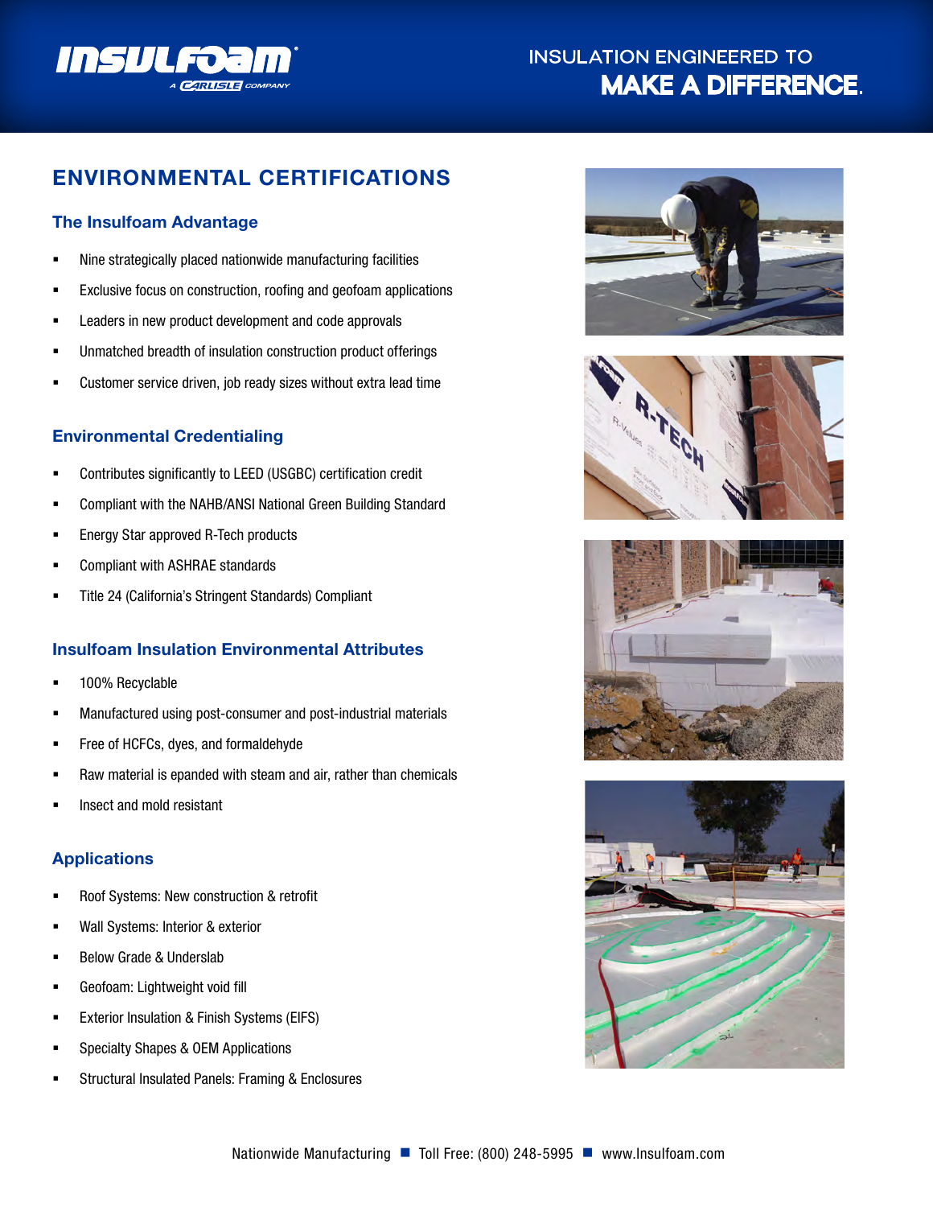INSULFOAM® A CARLISLE COMPANY

INSULATION ENGINEERED TO
**MAKE A DIFFERENCE.**

# ENVIRONMENTAL CERTIFICATIONS

## The Insulfoam Advantage

- Nine strategically placed nationwide manufacturing facilities
- Exclusive focus on construction, roofing and geofoam applications
- Leaders in new product development and code approvals
- Unmatched breadth of insulation construction product offerings
- Customer service driven, job ready sizes without extra lead time

## Environmental Credentialing

- Contributes significantly to LEED (USGBC) certification credit
- Compliant with the NAHB/ANSI National Green Building Standard
- Energy Star approved R-Tech products
- Compliant with ASHRAE standards
- Title 24 (California's Stringent Standards) Compliant

## Insulfoam Insulation Environmental Attributes

- 100% Recyclable
- Manufactured using post-consumer and post-industrial materials
- Free of HCFCs, dyes, and formaldehyde
- Raw material is epanded with steam and air, rather than chemicals
- Insect and mold resistant

## Applications

- Roof Systems: New construction & retrofit
- Wall Systems: Interior & exterior
- Below Grade & Underslab
- Geofoam: Lightweight void fill
- Exterior Insulation & Finish Systems (EIFS)
- Specialty Shapes & OEM Applications
- Structural Insulated Panels: Framing & Enclosures

Nationwide Manufacturing ■ Toll Free: (800) 248-5995 ■ www.Insulfoam.com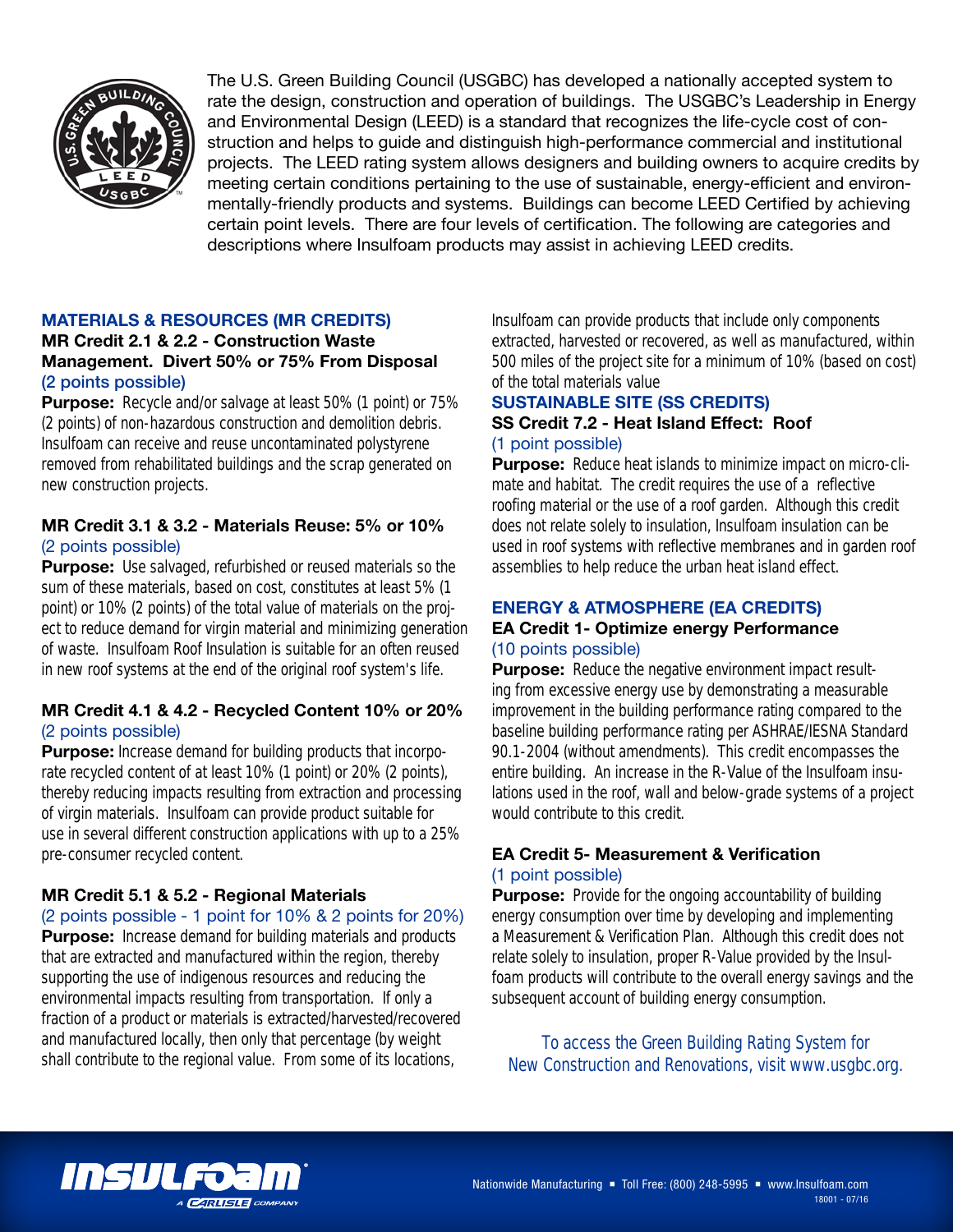The U.S. Green Building Council (USGBC) has developed a nationally accepted system to rate the design, construction and operation of buildings. The USGBC's Leadership in Energy and Environmental Design (LEED) is a standard that recognizes the life-cycle cost of construction and helps to guide and distinguish high-performance commercial and institutional projects. The LEED rating system allows designers and building owners to acquire credits by meeting certain conditions pertaining to the use of sustainable, energy-efficient and environmentally-friendly products and systems. Buildings can become LEED Certified by achieving certain point levels. There are four levels of certification. The following are categories and descriptions where Insulfoam products may assist in achieving LEED credits.

## MATERIALS & RESOURCES (MR CREDITS)

### MR Credit 2.1 & 2.2 - Construction Waste Management. Divert 50% or 75% From Disposal

(2 points possible)

**Purpose:** Recycle and/or salvage at least 50% (1 point) or 75% (2 points) of non-hazardous construction and demolition debris. Insulfoam can receive and reuse uncontaminated polystyrene removed from rehabilitated buildings and the scrap generated on new construction projects.

### MR Credit 3.1 & 3.2 - Materials Reuse: 5% or 10%

(2 points possible)

**Purpose:** Use salvaged, refurbished or reused materials so the sum of these materials, based on cost, constitutes at least 5% (1 point) or 10% (2 points) of the total value of materials on the project to reduce demand for virgin material and minimizing generation of waste. Insulfoam Roof Insulation is suitable for an often reused in new roof systems at the end of the original roof system's life.

### MR Credit 4.1 & 4.2 - Recycled Content 10% or 20%

(2 points possible)

**Purpose:** Increase demand for building products that incorporate recycled content of at least 10% (1 point) or 20% (2 points), thereby reducing impacts resulting from extraction and processing of virgin materials. Insulfoam can provide product suitable for use in several different construction applications with up to a 25% pre-consumer recycled content.

### MR Credit 5.1 & 5.2 - Regional Materials

(2 points possible - 1 point for 10% & 2 points for 20%)

**Purpose:** Increase demand for building materials and products that are extracted and manufactured within the region, thereby supporting the use of indigenous resources and reducing the environmental impacts resulting from transportation. If only a fraction of a product or materials is extracted/harvested/recovered and manufactured locally, then only that percentage (by weight shall contribute to the regional value. From some of its locations, Insulfoam can provide products that include only components extracted, harvested or recovered, as well as manufactured, within 500 miles of the project site for a minimum of 10% (based on cost) of the total materials value

## SUSTAINABLE SITE (SS CREDITS)

### SS Credit 7.2 - Heat Island Effect: Roof

(1 point possible)

**Purpose:** Reduce heat islands to minimize impact on micro-climate and habitat. The credit requires the use of a reflective roofing material or the use of a roof garden. Although this credit does not relate solely to insulation, Insulfoam insulation can be used in roof systems with reflective membranes and in garden roof assemblies to help reduce the urban heat island effect.

## ENERGY & ATMOSPHERE (EA CREDITS)

### EA Credit 1- Optimize energy Performance

(10 points possible)

**Purpose:** Reduce the negative environment impact resulting from excessive energy use by demonstrating a measurable improvement in the building performance rating compared to the baseline building performance rating per ASHRAE/IESNA Standard 90.1-2004 (without amendments). This credit encompasses the entire building. An increase in the R-Value of the Insulfoam insulations used in the roof, wall and below-grade systems of a project would contribute to this credit.

### EA Credit 5- Measurement & Verification

(1 point possible)

**Purpose:** Provide for the ongoing accountability of building energy consumption over time by developing and implementing a Measurement & Verification Plan. Although this credit does not relate solely to insulation, proper R-Value provided by the Insulfoam products will contribute to the overall energy savings and the subsequent account of building energy consumption.

To access the Green Building Rating System for New Construction and Renovations, visit www.usgbc.org.

INSULFOAM® A CARLISLE COMPANY

Nationwide Manufacturing ▪ Toll Free: (800) 248-5995 ▪ www.Insulfoam.com

18001 - 07/16